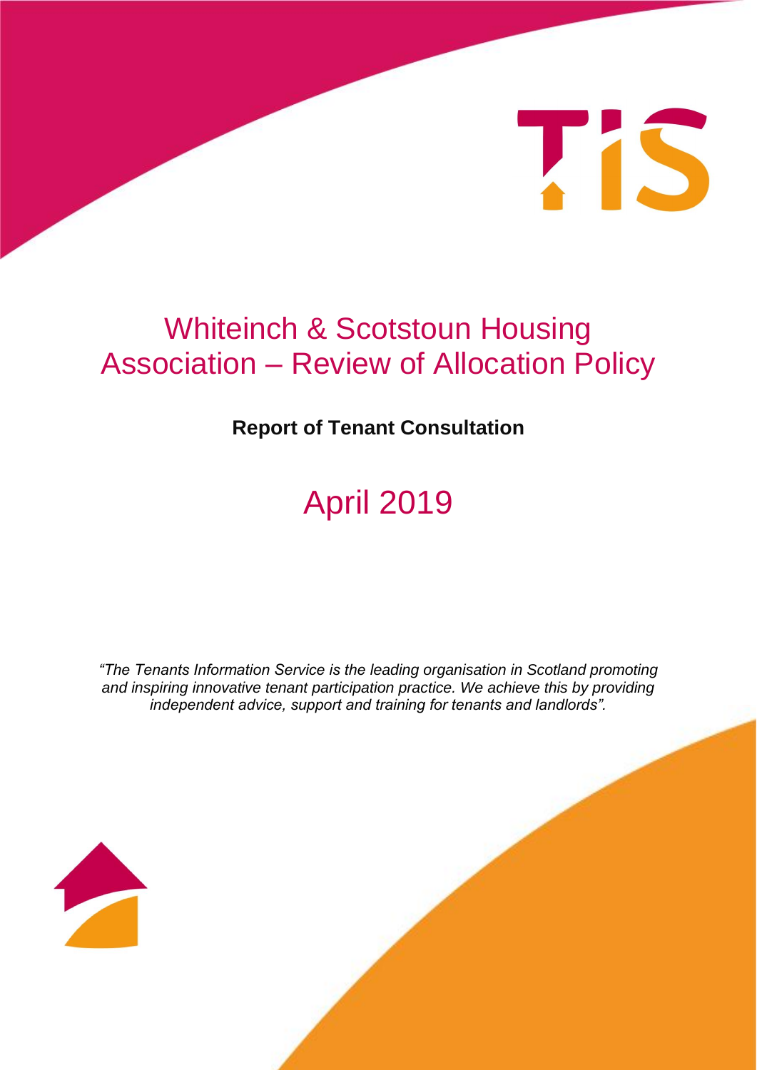# Whiteinch & Scotstoun Housing Association – Review of Allocation Policy

**Report of Tenant Consultation**

## April 2019

*"The Tenants Information Service is the leading organisation in Scotland promoting and inspiring innovative tenant participation practice. We achieve this by providing independent advice, support and training for tenants and landlords".*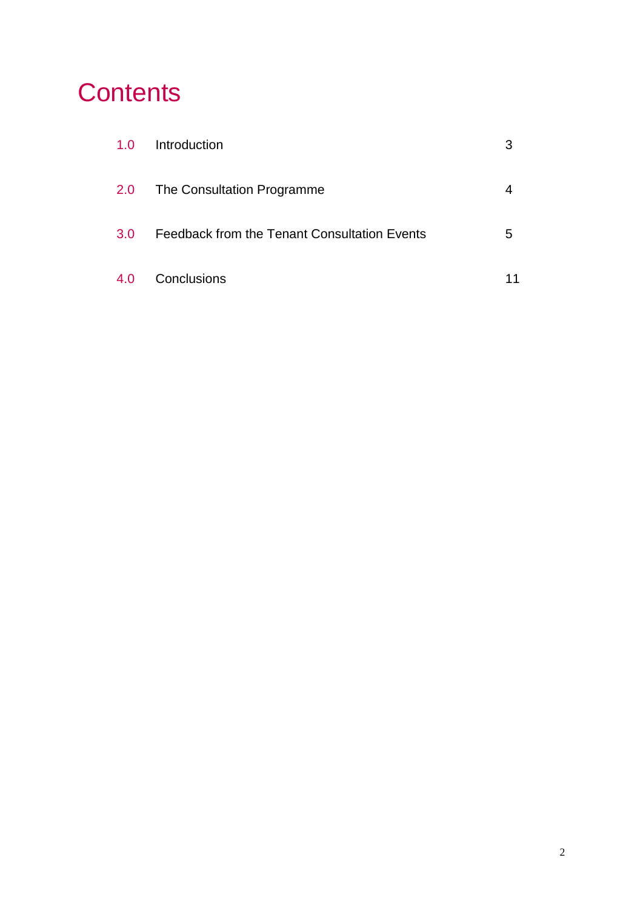# Contents

| | | |
|---|---|---|
| 1.0 | Introduction | 3 |
| 2.0 | The Consultation Programme | 4 |
| 3.0 | Feedback from the Tenant Consultation Events | 5 |
| 4.0 | Conclusions | 11 |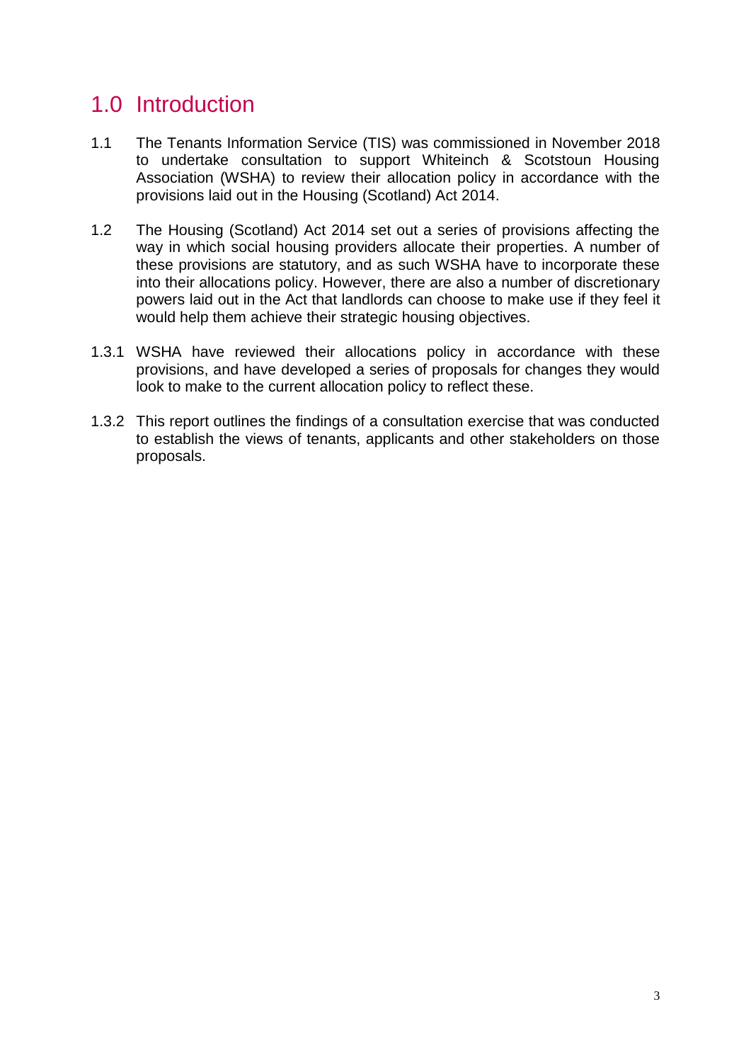# 1.0 Introduction

1.1 The Tenants Information Service (TIS) was commissioned in November 2018 to undertake consultation to support Whiteinch & Scotstoun Housing Association (WSHA) to review their allocation policy in accordance with the provisions laid out in the Housing (Scotland) Act 2014.

1.2 The Housing (Scotland) Act 2014 set out a series of provisions affecting the way in which social housing providers allocate their properties. A number of these provisions are statutory, and as such WSHA have to incorporate these into their allocations policy. However, there are also a number of discretionary powers laid out in the Act that landlords can choose to make use if they feel it would help them achieve their strategic housing objectives.

1.3.1 WSHA have reviewed their allocations policy in accordance with these provisions, and have developed a series of proposals for changes they would look to make to the current allocation policy to reflect these.

1.3.2 This report outlines the findings of a consultation exercise that was conducted to establish the views of tenants, applicants and other stakeholders on those proposals.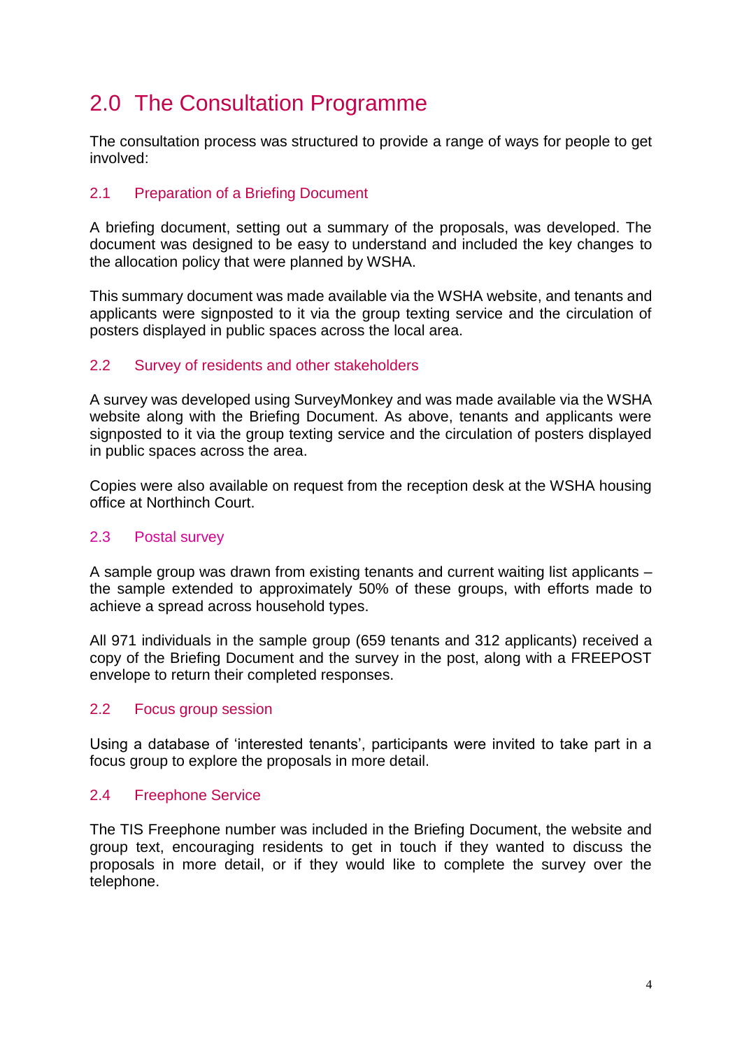# 2.0 The Consultation Programme

The consultation process was structured to provide a range of ways for people to get involved:

## 2.1 Preparation of a Briefing Document

A briefing document, setting out a summary of the proposals, was developed. The document was designed to be easy to understand and included the key changes to the allocation policy that were planned by WSHA.

This summary document was made available via the WSHA website, and tenants and applicants were signposted to it via the group texting service and the circulation of posters displayed in public spaces across the local area.

## 2.2 Survey of residents and other stakeholders

A survey was developed using SurveyMonkey and was made available via the WSHA website along with the Briefing Document. As above, tenants and applicants were signposted to it via the group texting service and the circulation of posters displayed in public spaces across the area.

Copies were also available on request from the reception desk at the WSHA housing office at Northinch Court.

## 2.3 Postal survey

A sample group was drawn from existing tenants and current waiting list applicants – the sample extended to approximately 50% of these groups, with efforts made to achieve a spread across household types.

All 971 individuals in the sample group (659 tenants and 312 applicants) received a copy of the Briefing Document and the survey in the post, along with a FREEPOST envelope to return their completed responses.

## 2.2 Focus group session

Using a database of 'interested tenants', participants were invited to take part in a focus group to explore the proposals in more detail.

## 2.4 Freephone Service

The TIS Freephone number was included in the Briefing Document, the website and group text, encouraging residents to get in touch if they wanted to discuss the proposals in more detail, or if they would like to complete the survey over the telephone.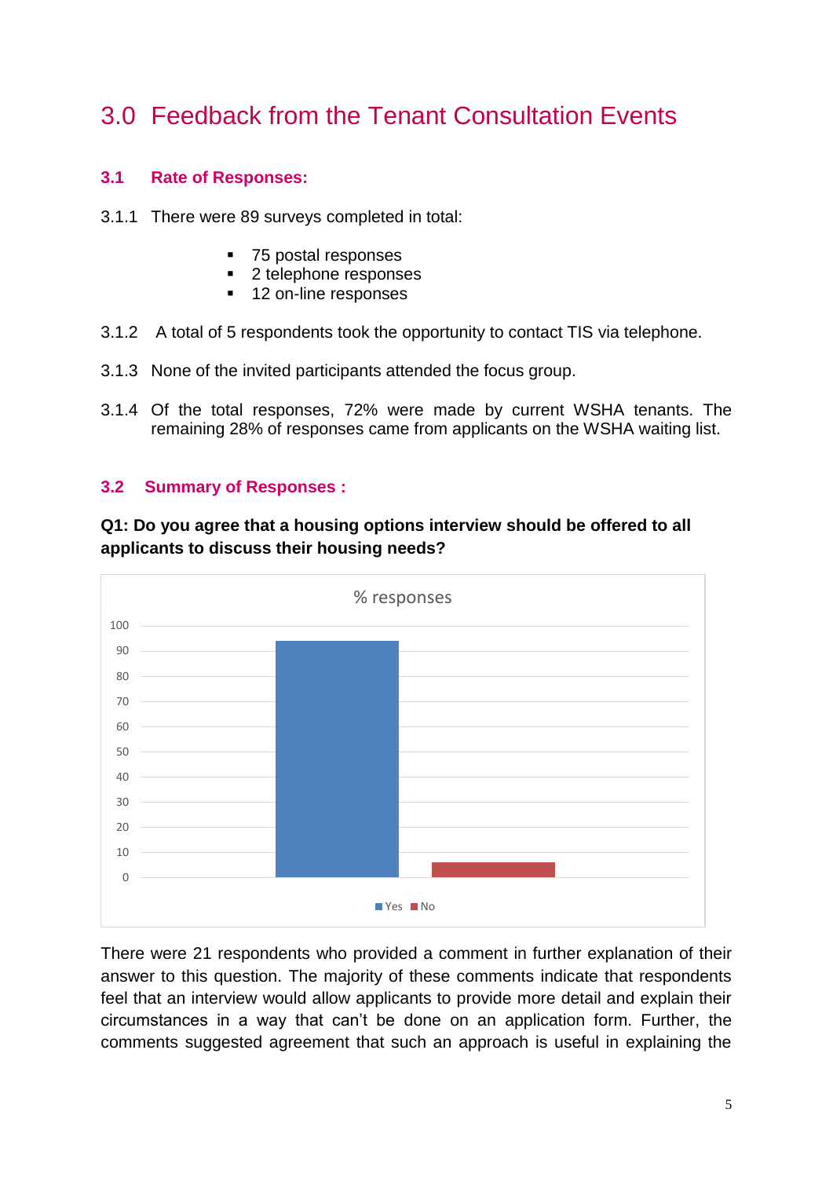# 3.0 Feedback from the Tenant Consultation Events

## 3.1 Rate of Responses:

3.1.1 There were 89 surveys completed in total:

- 75 postal responses
- 2 telephone responses
- 12 on-line responses

3.1.2 A total of 5 respondents took the opportunity to contact TIS via telephone.

3.1.3 None of the invited participants attended the focus group.

3.1.4 Of the total responses, 72% were made by current WSHA tenants. The remaining 28% of responses came from applicants on the WSHA waiting list.

## 3.2 Summary of Responses :

**Q1: Do you agree that a housing options interview should be offered to all applicants to discuss their housing needs?**

There were 21 respondents who provided a comment in further explanation of their answer to this question. The majority of these comments indicate that respondents feel that an interview would allow applicants to provide more detail and explain their circumstances in a way that can't be done on an application form. Further, the comments suggested agreement that such an approach is useful in explaining the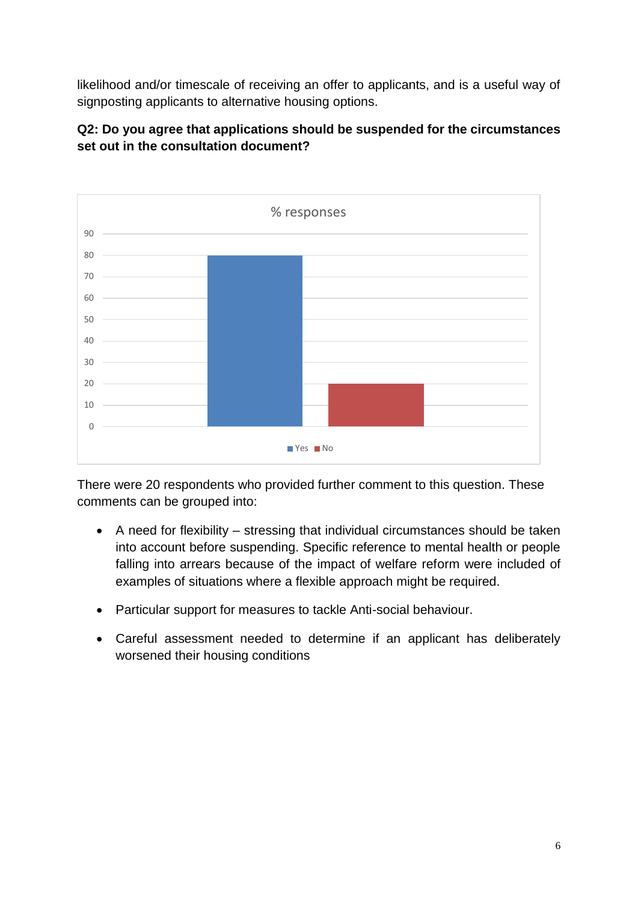likelihood and/or timescale of receiving an offer to applicants, and is a useful way of signposting applicants to alternative housing options.

**Q2: Do you agree that applications should be suspended for the circumstances set out in the consultation document?**

There were 20 respondents who provided further comment to this question. These comments can be grouped into:

- A need for flexibility – stressing that individual circumstances should be taken into account before suspending. Specific reference to mental health or people falling into arrears because of the impact of welfare reform were included of examples of situations where a flexible approach might be required.
- Particular support for measures to tackle Anti-social behaviour.
- Careful assessment needed to determine if an applicant has deliberately worsened their housing conditions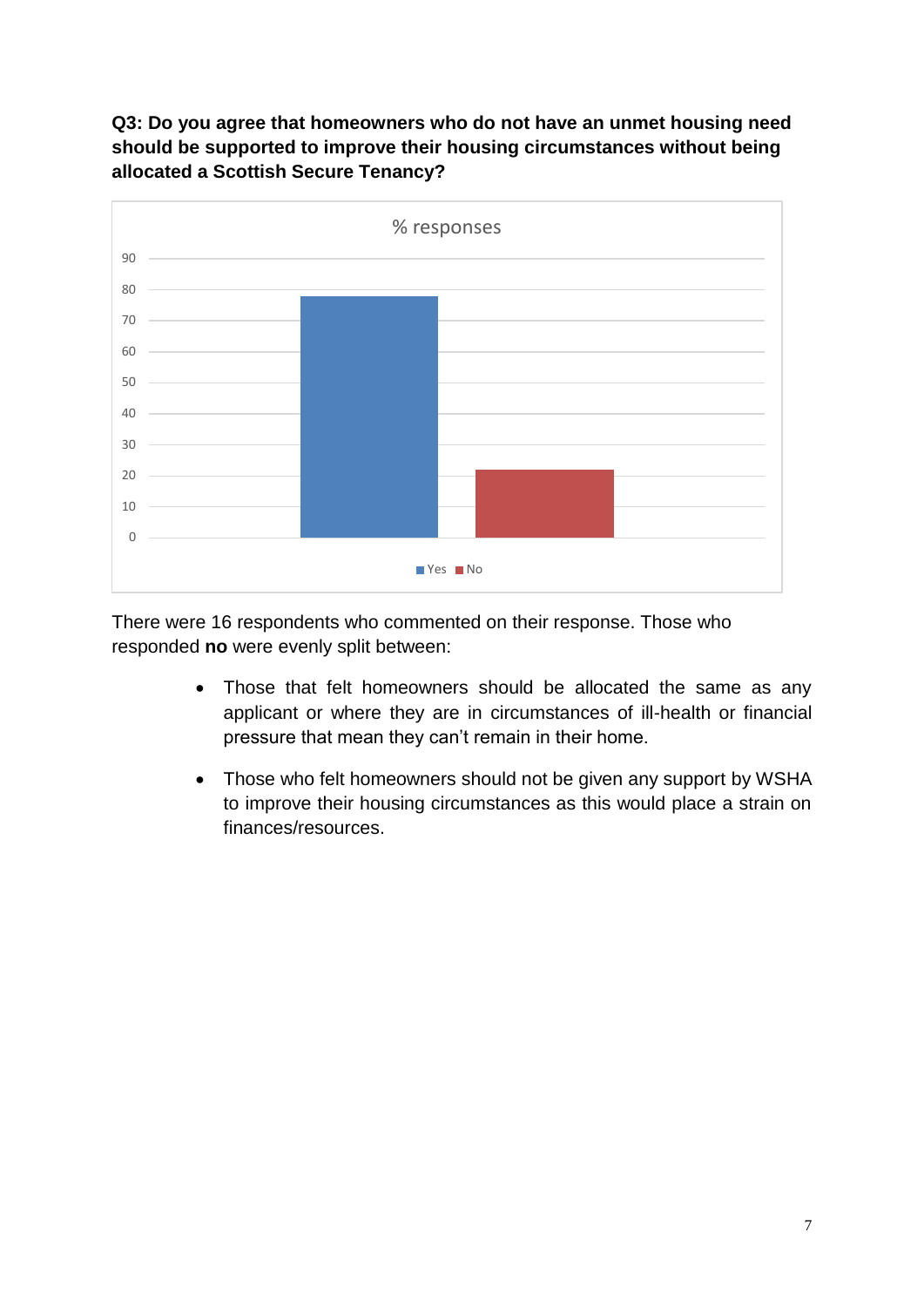**Q3: Do you agree that homeowners who do not have an unmet housing need should be supported to improve their housing circumstances without being allocated a Scottish Secure Tenancy?**

There were 16 respondents who commented on their response. Those who responded **no** were evenly split between:

- Those that felt homeowners should be allocated the same as any applicant or where they are in circumstances of ill-health or financial pressure that mean they can't remain in their home.
- Those who felt homeowners should not be given any support by WSHA to improve their housing circumstances as this would place a strain on finances/resources.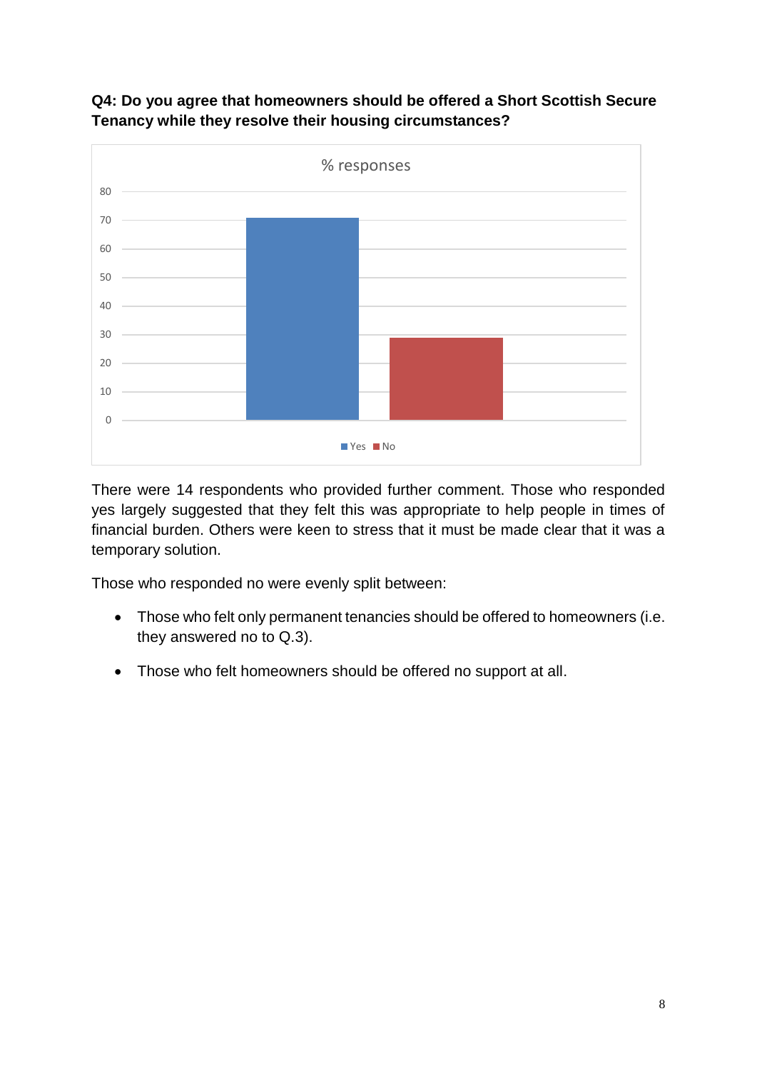**Q4: Do you agree that homeowners should be offered a Short Scottish Secure Tenancy while they resolve their housing circumstances?**

There were 14 respondents who provided further comment. Those who responded yes largely suggested that they felt this was appropriate to help people in times of financial burden. Others were keen to stress that it must be made clear that it was a temporary solution.

Those who responded no were evenly split between:

- Those who felt only permanent tenancies should be offered to homeowners (i.e. they answered no to Q.3).
- Those who felt homeowners should be offered no support at all.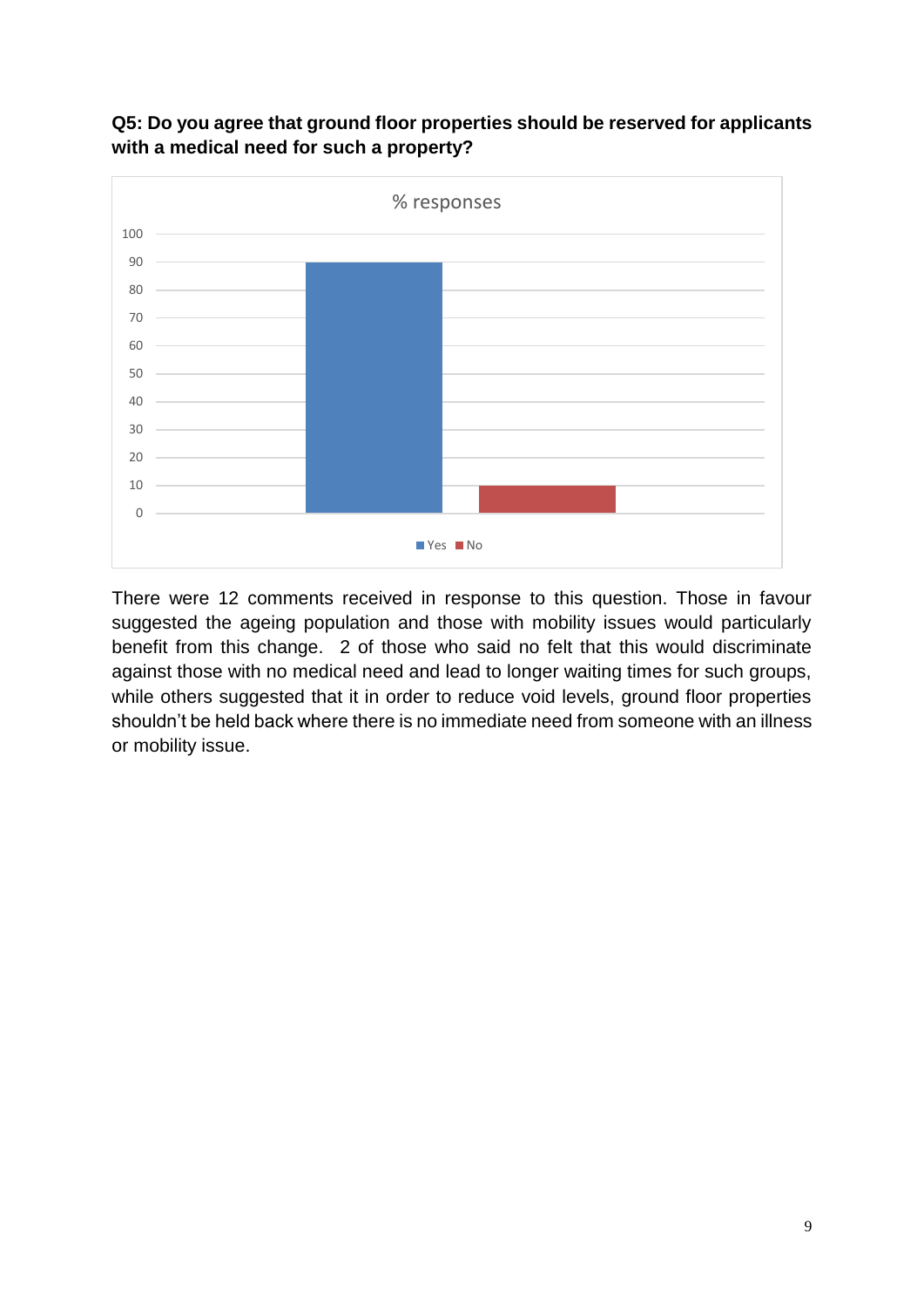**Q5: Do you agree that ground floor properties should be reserved for applicants with a medical need for such a property?**

There were 12 comments received in response to this question. Those in favour suggested the ageing population and those with mobility issues would particularly benefit from this change. 2 of those who said no felt that this would discriminate against those with no medical need and lead to longer waiting times for such groups, while others suggested that it in order to reduce void levels, ground floor properties shouldn't be held back where there is no immediate need from someone with an illness or mobility issue.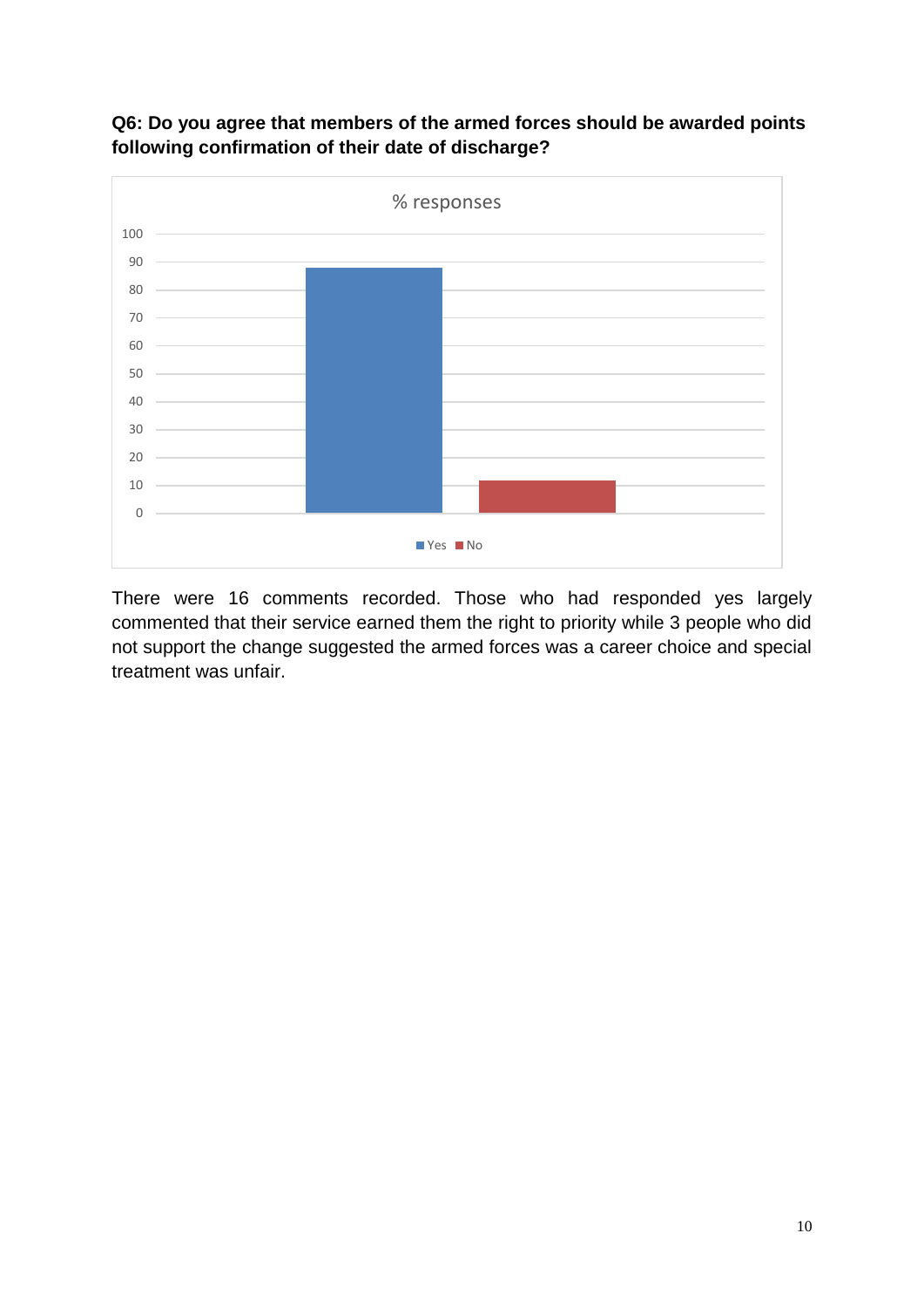**Q6: Do you agree that members of the armed forces should be awarded points following confirmation of their date of discharge?**

There were 16 comments recorded. Those who had responded yes largely commented that their service earned them the right to priority while 3 people who did not support the change suggested the armed forces was a career choice and special treatment was unfair.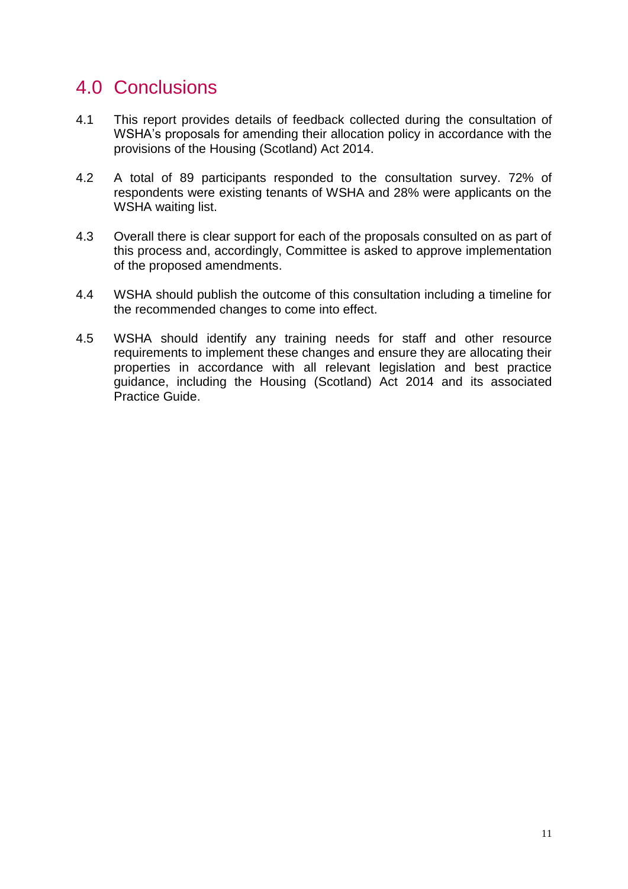# 4.0 Conclusions

4.1 This report provides details of feedback collected during the consultation of WSHA's proposals for amending their allocation policy in accordance with the provisions of the Housing (Scotland) Act 2014.

4.2 A total of 89 participants responded to the consultation survey. 72% of respondents were existing tenants of WSHA and 28% were applicants on the WSHA waiting list.

4.3 Overall there is clear support for each of the proposals consulted on as part of this process and, accordingly, Committee is asked to approve implementation of the proposed amendments.

4.4 WSHA should publish the outcome of this consultation including a timeline for the recommended changes to come into effect.

4.5 WSHA should identify any training needs for staff and other resource requirements to implement these changes and ensure they are allocating their properties in accordance with all relevant legislation and best practice guidance, including the Housing (Scotland) Act 2014 and its associated Practice Guide.